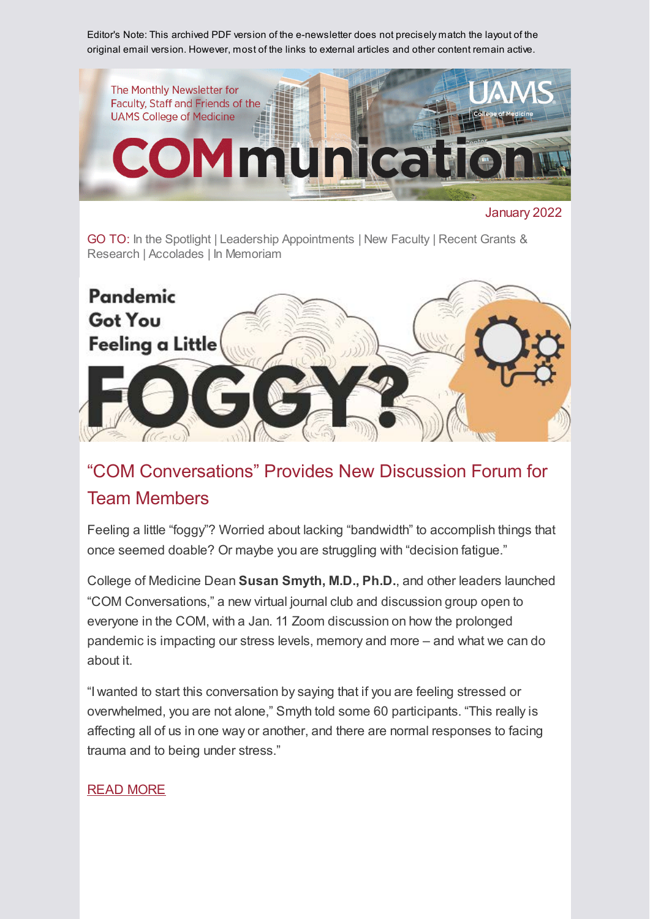Editor's Note: This archived PDF version of the e-newsletter does not precisely match the layout of the original email version. However, most of the links to external articles and other content remain active.

The Monthly Newsletter for Faculty, Staff and Friends of the UAMS College of Medicine

# COMmunication

January 2022

GO TO: In the Spotlight | Leadership Appointments | New Faculty | Recent Grants & Research | Accolades | In Memoriam

Pandemic Got You Feeling a Little FOGGY?

## "COM Conversations" Provides New Discussion Forum for Team Members

Feeling a little "foggy"? Worried about lacking "bandwidth" to accomplish things that once seemed doable? Or maybe you are struggling with "decision fatigue."

College of Medicine Dean **Susan Smyth, M.D., Ph.D.**, and other leaders launched "COM Conversations," a new virtual journal club and discussion group open to everyone in the COM, with a Jan. 11 Zoom discussion on how the prolonged pandemic is impacting our stress levels, memory and more – and what we can do about it.

"I wanted to start this conversation by saying that if you are feeling stressed or overwhelmed, you are not alone," Smyth told some 60 participants. "This really is affecting all of us in one way or another, and there are normal responses to facing trauma and to being under stress."

READ MORE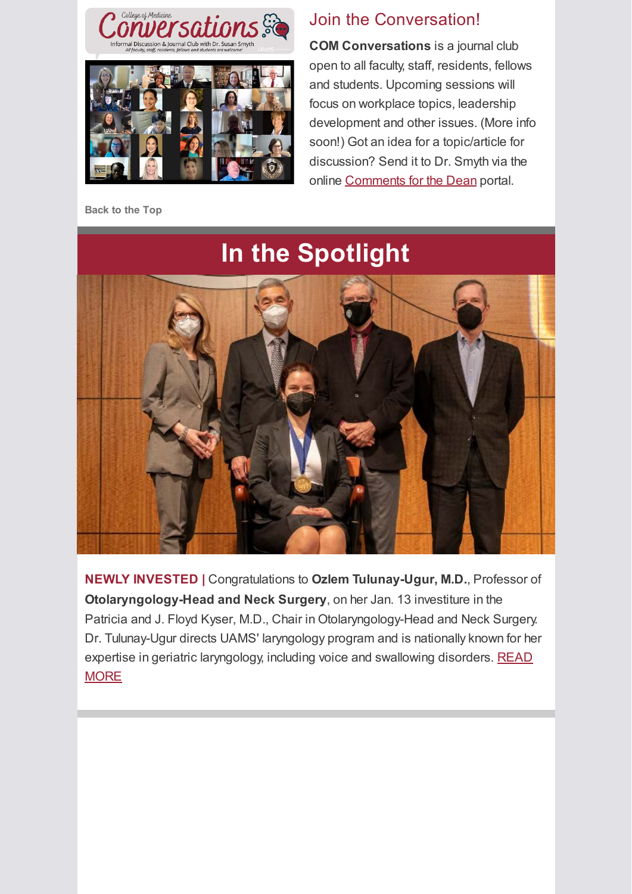## Join the Conversation!

**COM Conversations** is a journal club open to all faculty, staff, residents, fellows and students. Upcoming sessions will focus on workplace topics, leadership development and other issues. (More info soon!) Got an idea for a topic/article for discussion? Send it to Dr. Smyth via the online Comments for the Dean portal.

**Back to the Top**

# In the Spotlight

**NEWLY INVESTED |** Congratulations to **Ozlem Tulunay-Ugur, M.D.**, Professor of **Otolaryngology-Head and Neck Surgery**, on her Jan. 13 investiture in the Patricia and J. Floyd Kyser, M.D., Chair in Otolaryngology-Head and Neck Surgery. Dr. Tulunay-Ugur directs UAMS' laryngology program and is nationally known for her expertise in geriatric laryngology, including voice and swallowing disorders. READ MORE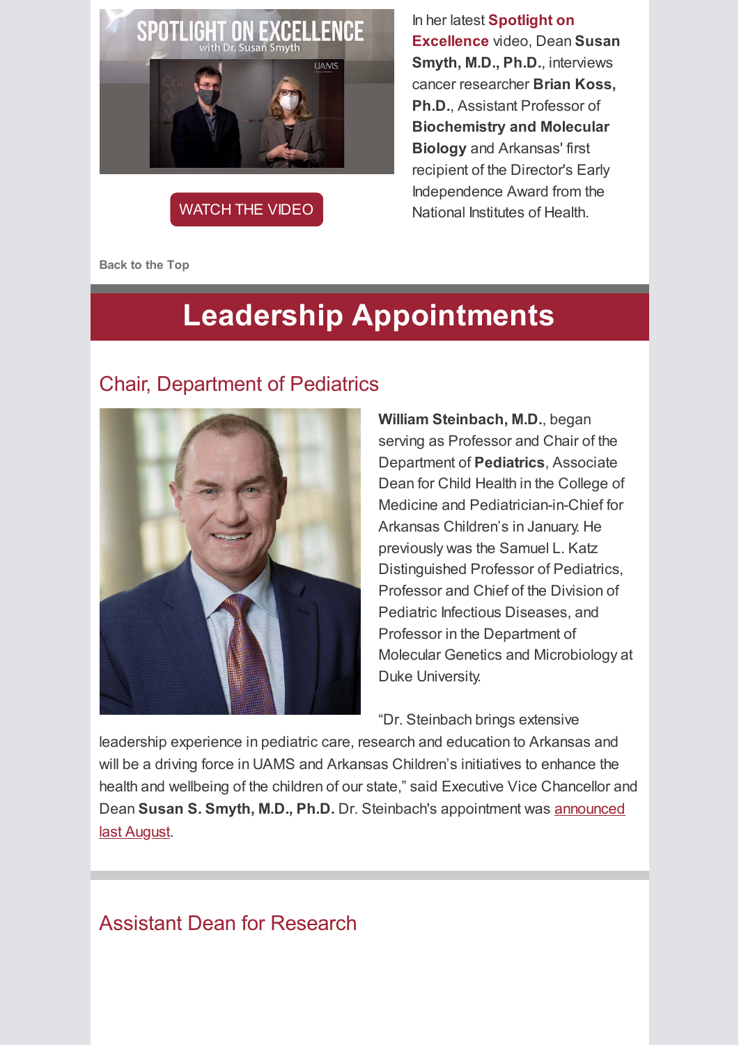WATCH THE VIDEO

In her latest **Spotlight on Excellence** video, Dean **Susan Smyth, M.D., Ph.D.**, interviews cancer researcher **Brian Koss, Ph.D.**, Assistant Professor of **Biochemistry and Molecular Biology** and Arkansas' first recipient of the Director's Early Independence Award from the National Institutes of Health.

**Back to the Top**

# Leadership Appointments

## Chair, Department of Pediatrics

**William Steinbach, M.D.**, began serving as Professor and Chair of the Department of **Pediatrics**, Associate Dean for Child Health in the College of Medicine and Pediatrician-in-Chief for Arkansas Children's in January. He previously was the Samuel L. Katz Distinguished Professor of Pediatrics, Professor and Chief of the Division of Pediatric Infectious Diseases, and Professor in the Department of Molecular Genetics and Microbiology at Duke University.

"Dr. Steinbach brings extensive leadership experience in pediatric care, research and education to Arkansas and will be a driving force in UAMS and Arkansas Children's initiatives to enhance the health and wellbeing of the children of our state," said Executive Vice Chancellor and Dean **Susan S. Smyth, M.D., Ph.D.** Dr. Steinbach's appointment was announced last August.

## Assistant Dean for Research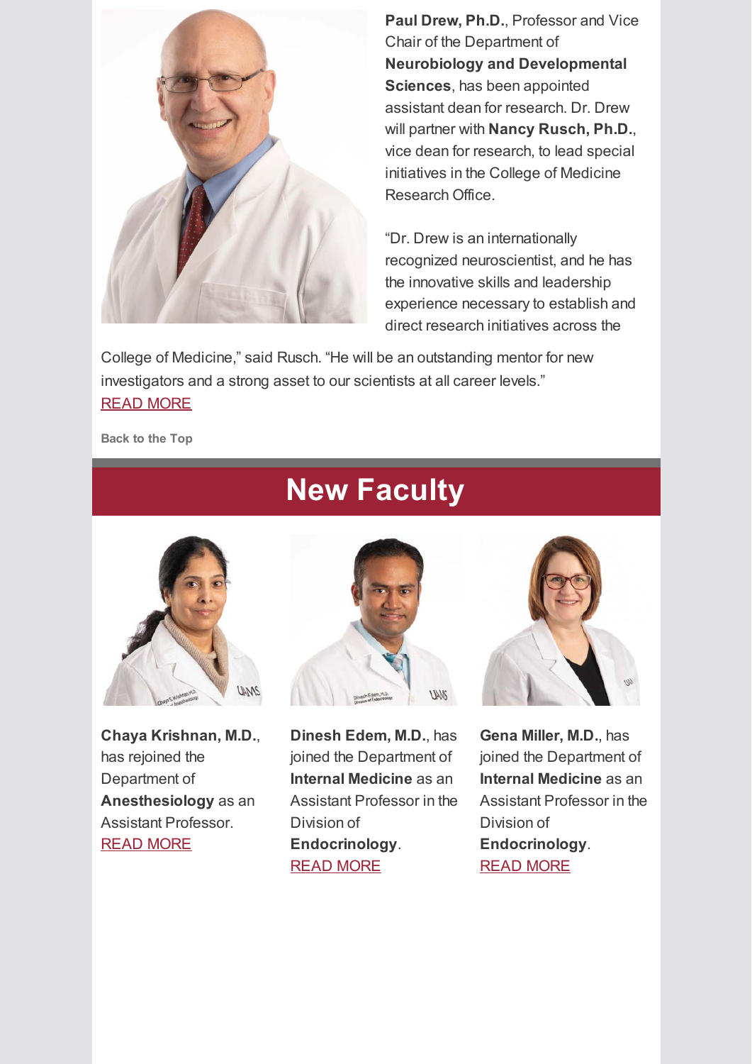**Paul Drew, Ph.D.**, Professor and Vice Chair of the Department of **Neurobiology and Developmental Sciences**, has been appointed assistant dean for research. Dr. Drew will partner with **Nancy Rusch, Ph.D.**, vice dean for research, to lead special initiatives in the College of Medicine Research Office.

"Dr. Drew is an internationally recognized neuroscientist, and he has the innovative skills and leadership experience necessary to establish and direct research initiatives across the College of Medicine," said Rusch. "He will be an outstanding mentor for new investigators and a strong asset to our scientists at all career levels."
READ MORE

Back to the Top

# New Faculty

**Chaya Krishnan, M.D.**, has rejoined the Department of **Anesthesiology** as an Assistant Professor.
READ MORE

**Dinesh Edem, M.D.**, has joined the Department of **Internal Medicine** as an Assistant Professor in the Division of **Endocrinology**.
READ MORE

**Gena Miller, M.D.**, has joined the Department of **Internal Medicine** as an Assistant Professor in the Division of **Endocrinology**.
READ MORE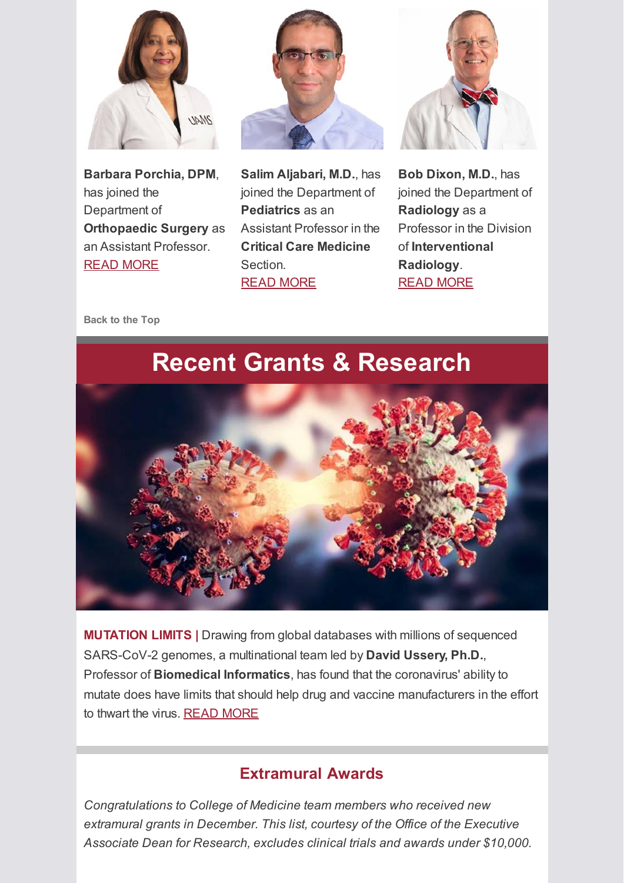**Barbara Porchia, DPM**, has joined the Department of **Orthopaedic Surgery** as an Assistant Professor. READ MORE

**Salim Aljabari, M.D.**, has joined the Department of **Pediatrics** as an Assistant Professor in the **Critical Care Medicine** Section. READ MORE

**Bob Dixon, M.D.**, has joined the Department of **Radiology** as a Professor in the Division of **Interventional Radiology**. READ MORE

Back to the Top

# Recent Grants & Research

**MUTATION LIMITS |** Drawing from global databases with millions of sequenced SARS-CoV-2 genomes, a multinational team led by **David Ussery, Ph.D.**, Professor of **Biomedical Informatics**, has found that the coronavirus' ability to mutate does have limits that should help drug and vaccine manufacturers in the effort to thwart the virus. READ MORE

## Extramural Awards

*Congratulations to College of Medicine team members who received new extramural grants in December. This list, courtesy of the Office of the Executive Associate Dean for Research, excludes clinical trials and awards under $10,000.*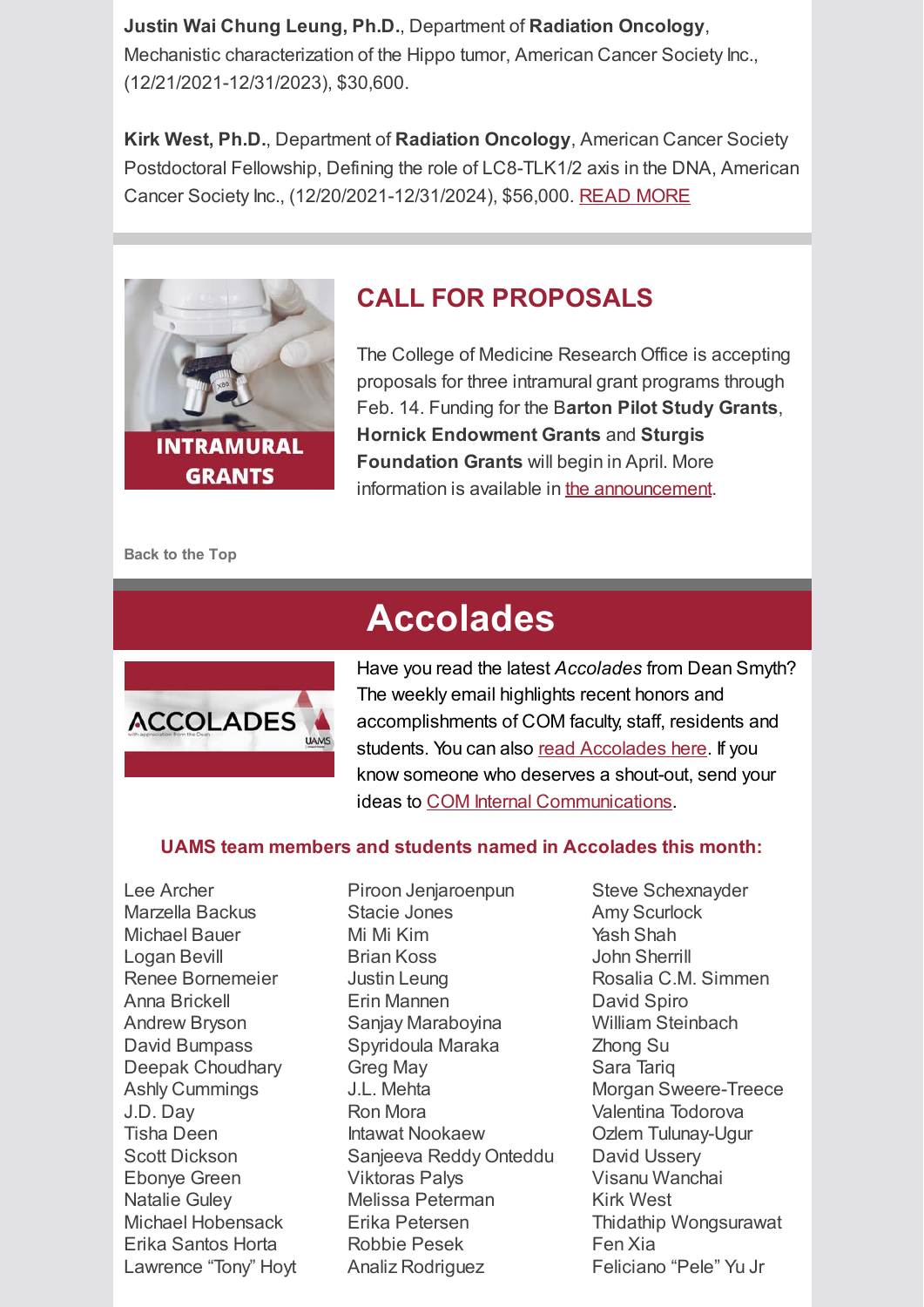**Justin Wai Chung Leung, Ph.D.**, Department of **Radiation Oncology**, Mechanistic characterization of the Hippo tumor, American Cancer Society Inc., (12/21/2021-12/31/2023), $30,600.

**Kirk West, Ph.D.**, Department of **Radiation Oncology**, American Cancer Society Postdoctoral Fellowship, Defining the role of LC8-TLK1/2 axis in the DNA, American Cancer Society Inc., (12/20/2021-12/31/2024), $56,000. READ MORE

INTRAMURAL GRANTS

## CALL FOR PROPOSALS

The College of Medicine Research Office is accepting proposals for three intramural grant programs through Feb. 14. Funding for the B**arton Pilot Study Grants**, **Hornick Endowment Grants** and **Sturgis Foundation Grants** will begin in April. More information is available in the announcement.

Back to the Top

# Accolades

Have you read the latest *Accolades* from Dean Smyth? The weekly email highlights recent honors and accomplishments of COM faculty, staff, residents and students. You can also read Accolades here. If you know someone who deserves a shout-out, send your ideas to COM Internal Communications.

**UAMS team members and students named in Accolades this month:**

Lee Archer
Marzella Backus
Michael Bauer
Logan Bevill
Renee Bornemeier
Anna Brickell
Andrew Bryson
David Bumpass
Deepak Choudhary
Ashly Cummings
J.D. Day
Tisha Deen
Scott Dickson
Ebonye Green
Natalie Guley
Michael Hobensack
Erika Santos Horta
Lawrence "Tony" Hoyt
Piroon Jenjaroenpun
Stacie Jones
Mi Mi Kim
Brian Koss
Justin Leung
Erin Mannen
Sanjay Maraboyina
Spyridoula Maraka
Greg May
J.L. Mehta
Ron Mora
Intawat Nookaew
Sanjeeva Reddy Onteddu
Viktoras Palys
Melissa Peterman
Erika Petersen
Robbie Pesek
Analiz Rodriguez
Steve Schexnayder
Amy Scurlock
Yash Shah
John Sherrill
Rosalia C.M. Simmen
David Spiro
William Steinbach
Zhong Su
Sara Tariq
Morgan Sweere-Treece
Valentina Todorova
Ozlem Tulunay-Ugur
David Ussery
Visanu Wanchai
Kirk West
Thidathip Wongsurawat
Fen Xia
Feliciano "Pele" Yu Jr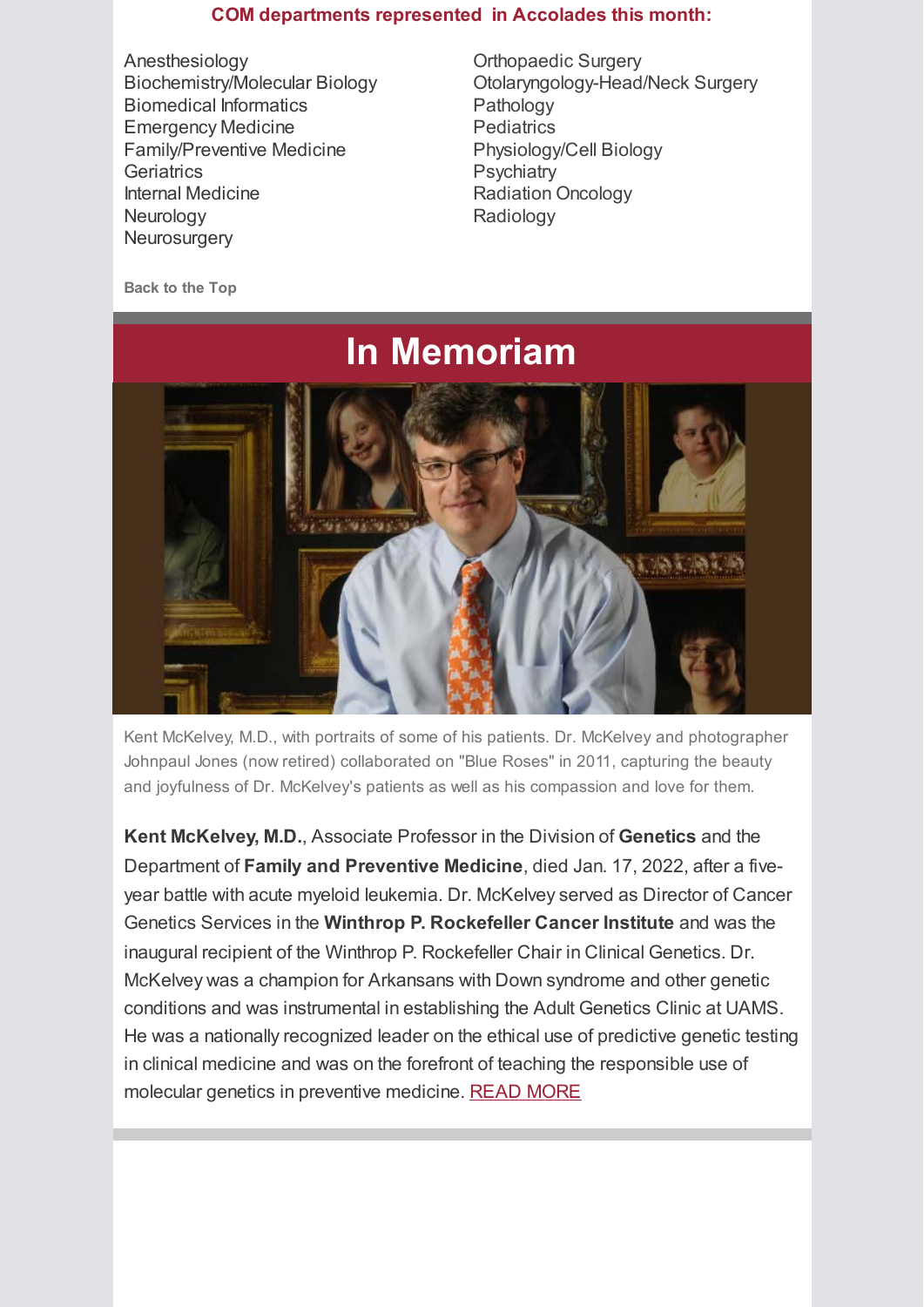**COM departments represented in Accolades this month:**

Anesthesiology
Biochemistry/Molecular Biology
Biomedical Informatics
Emergency Medicine
Family/Preventive Medicine
Geriatrics
Internal Medicine
Neurology
Neurosurgery
Orthopaedic Surgery
Otolaryngology-Head/Neck Surgery
Pathology
Pediatrics
Physiology/Cell Biology
Psychiatry
Radiation Oncology
Radiology

Back to the Top

# In Memoriam

Kent McKelvey, M.D., with portraits of some of his patients. Dr. McKelvey and photographer Johnpaul Jones (now retired) collaborated on "Blue Roses" in 2011, capturing the beauty and joyfulness of Dr. McKelvey's patients as well as his compassion and love for them.

**Kent McKelvey, M.D.**, Associate Professor in the Division of **Genetics** and the Department of **Family and Preventive Medicine**, died Jan. 17, 2022, after a five-year battle with acute myeloid leukemia. Dr. McKelvey served as Director of Cancer Genetics Services in the **Winthrop P. Rockefeller Cancer Institute** and was the inaugural recipient of the Winthrop P. Rockefeller Chair in Clinical Genetics. Dr. McKelvey was a champion for Arkansans with Down syndrome and other genetic conditions and was instrumental in establishing the Adult Genetics Clinic at UAMS. He was a nationally recognized leader on the ethical use of predictive genetic testing in clinical medicine and was on the forefront of teaching the responsible use of molecular genetics in preventive medicine. READ MORE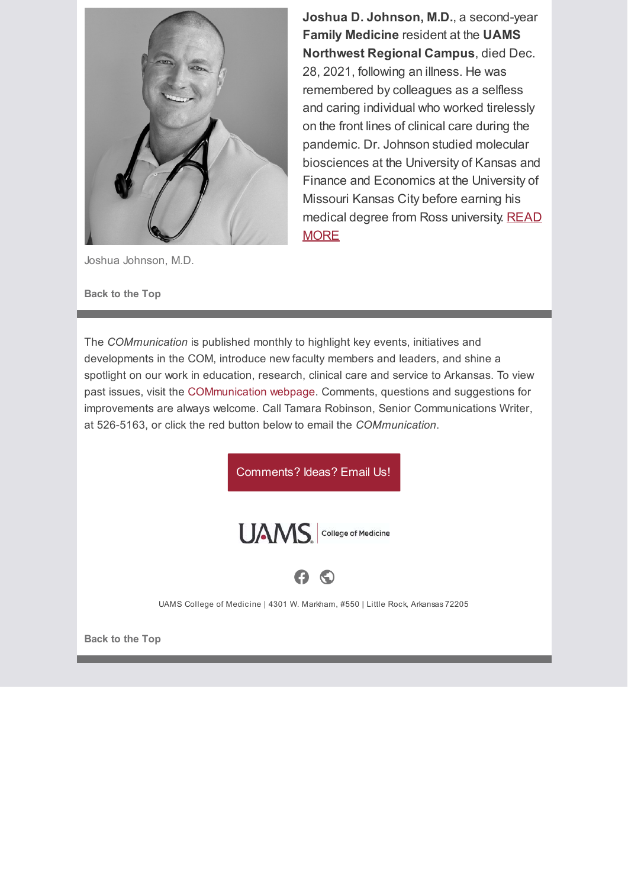**Joshua D. Johnson, M.D.**, a second-year **Family Medicine** resident at the **UAMS Northwest Regional Campus**, died Dec. 28, 2021, following an illness. He was remembered by colleagues as a selfless and caring individual who worked tirelessly on the front lines of clinical care during the pandemic. Dr. Johnson studied molecular biosciences at the University of Kansas and Finance and Economics at the University of Missouri Kansas City before earning his medical degree from Ross university. READ MORE

Joshua Johnson, M.D.

**Back to the Top**

The *COMmunication* is published monthly to highlight key events, initiatives and developments in the COM, introduce new faculty members and leaders, and shine a spotlight on our work in education, research, clinical care and service to Arkansas. To view past issues, visit the COMmunication webpage. Comments, questions and suggestions for improvements are always welcome. Call Tamara Robinson, Senior Communications Writer, at 526-5163, or click the red button below to email the *COMmunication*.

Comments? Ideas? Email Us!

UAMS | College of Medicine

UAMS College of Medicine | 4301 W. Markham, #550 | Little Rock, Arkansas 72205

**Back to the Top**